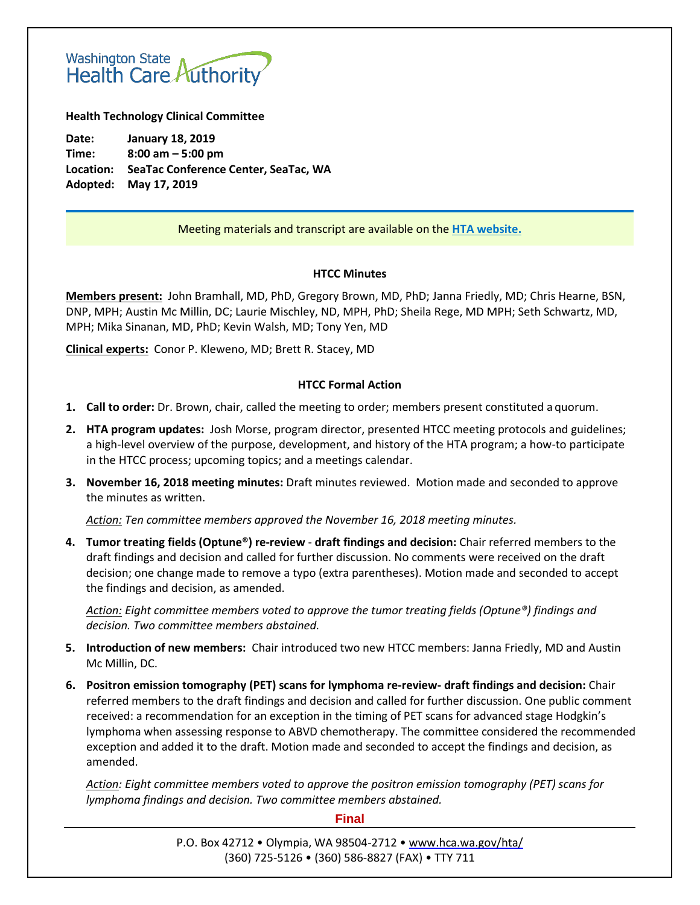Washington State Health Care Authority

**Health Technology Clinical Committee**

**Date:** **January 18, 2019**
**Time:** **8:00 am – 5:00 pm**
**Location:** **SeaTac Conference Center, SeaTac, WA**
**Adopted:** **May 17, 2019**

Meeting materials and transcript are available on the **HTA website.**

## HTCC Minutes

**Members present:** John Bramhall, MD, PhD, Gregory Brown, MD, PhD; Janna Friedly, MD; Chris Hearne, BSN, DNP, MPH; Austin Mc Millin, DC; Laurie Mischley, ND, MPH, PhD; Sheila Rege, MD MPH; Seth Schwartz, MD, MPH; Mika Sinanan, MD, PhD; Kevin Walsh, MD; Tony Yen, MD

**Clinical experts:** Conor P. Kleweno, MD; Brett R. Stacey, MD

## HTCC Formal Action

1. **Call to order:** Dr. Brown, chair, called the meeting to order; members present constituted a quorum.

2. **HTA program updates:** Josh Morse, program director, presented HTCC meeting protocols and guidelines; a high-level overview of the purpose, development, and history of the HTA program; a how-to participate in the HTCC process; upcoming topics; and a meetings calendar.

3. **November 16, 2018 meeting minutes:** Draft minutes reviewed. Motion made and seconded to approve the minutes as written.

   *Action: Ten committee members approved the November 16, 2018 meeting minutes.*

4. **Tumor treating fields (Optune®) re-review** - **draft findings and decision:** Chair referred members to the draft findings and decision and called for further discussion. No comments were received on the draft decision; one change made to remove a typo (extra parentheses). Motion made and seconded to accept the findings and decision, as amended.

   *Action: Eight committee members voted to approve the tumor treating fields (Optune®) findings and decision. Two committee members abstained.*

5. **Introduction of new members:** Chair introduced two new HTCC members: Janna Friedly, MD and Austin Mc Millin, DC.

6. **Positron emission tomography (PET) scans for lymphoma re-review- draft findings and decision:** Chair referred members to the draft findings and decision and called for further discussion. One public comment received: a recommendation for an exception in the timing of PET scans for advanced stage Hodgkin's lymphoma when assessing response to ABVD chemotherapy. The committee considered the recommended exception and added it to the draft. Motion made and seconded to accept the findings and decision, as amended.

   *Action: Eight committee members voted to approve the positron emission tomography (PET) scans for lymphoma findings and decision. Two committee members abstained.*

Final

P.O. Box 42712 • Olympia, WA 98504-2712 • www.hca.wa.gov/hta/
(360) 725-5126 • (360) 586-8827 (FAX) • TTY 711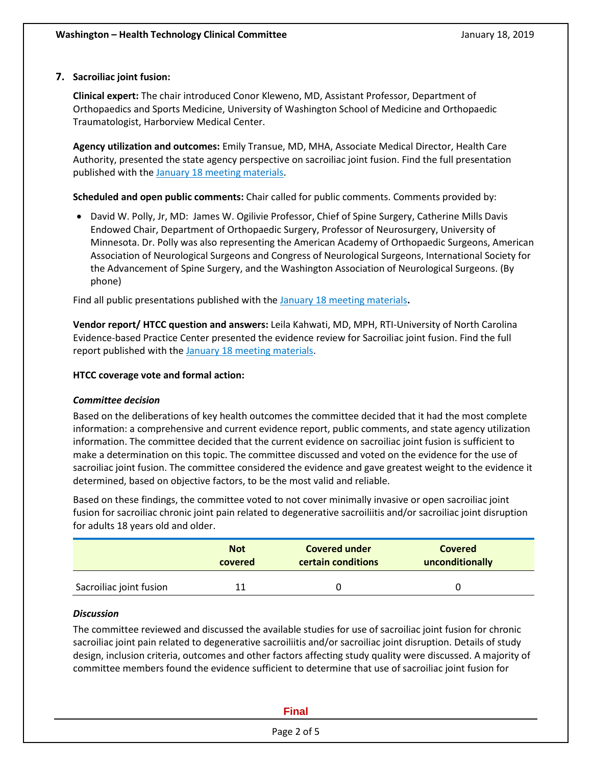### 7. Sacroiliac joint fusion:

**Clinical expert:** The chair introduced Conor Kleweno, MD, Assistant Professor, Department of Orthopaedics and Sports Medicine, University of Washington School of Medicine and Orthopaedic Traumatologist, Harborview Medical Center.

**Agency utilization and outcomes:** Emily Transue, MD, MHA, Associate Medical Director, Health Care Authority, presented the state agency perspective on sacroiliac joint fusion. Find the full presentation published with the January 18 meeting materials.

**Scheduled and open public comments:** Chair called for public comments. Comments provided by:

- David W. Polly, Jr, MD: James W. Ogilivie Professor, Chief of Spine Surgery, Catherine Mills Davis Endowed Chair, Department of Orthopaedic Surgery, Professor of Neurosurgery, University of Minnesota. Dr. Polly was also representing the American Academy of Orthopaedic Surgeons, American Association of Neurological Surgeons and Congress of Neurological Surgeons, International Society for the Advancement of Spine Surgery, and the Washington Association of Neurological Surgeons. (By phone)

Find all public presentations published with the January 18 meeting materials**.**

**Vendor report/ HTCC question and answers:** Leila Kahwati, MD, MPH, RTI-University of North Carolina Evidence-based Practice Center presented the evidence review for Sacroiliac joint fusion. Find the full report published with the January 18 meeting materials.

**HTCC coverage vote and formal action:**

***Committee decision***

Based on the deliberations of key health outcomes the committee decided that it had the most complete information: a comprehensive and current evidence report, public comments, and state agency utilization information. The committee decided that the current evidence on sacroiliac joint fusion is sufficient to make a determination on this topic. The committee discussed and voted on the evidence for the use of sacroiliac joint fusion. The committee considered the evidence and gave greatest weight to the evidence it determined, based on objective factors, to be the most valid and reliable.

Based on these findings, the committee voted to not cover minimally invasive or open sacroiliac joint fusion for sacroiliac chronic joint pain related to degenerative sacroiliitis and/or sacroiliac joint disruption for adults 18 years old and older.

| | Not covered | Covered under certain conditions | Covered unconditionally |
|---|---|---|---|
| Sacroiliac joint fusion | 11 | 0 | 0 |

***Discussion***

The committee reviewed and discussed the available studies for use of sacroiliac joint fusion for chronic sacroiliac joint pain related to degenerative sacroiliitis and/or sacroiliac joint disruption. Details of study design, inclusion criteria, outcomes and other factors affecting study quality were discussed. A majority of committee members found the evidence sufficient to determine that use of sacroiliac joint fusion for

Final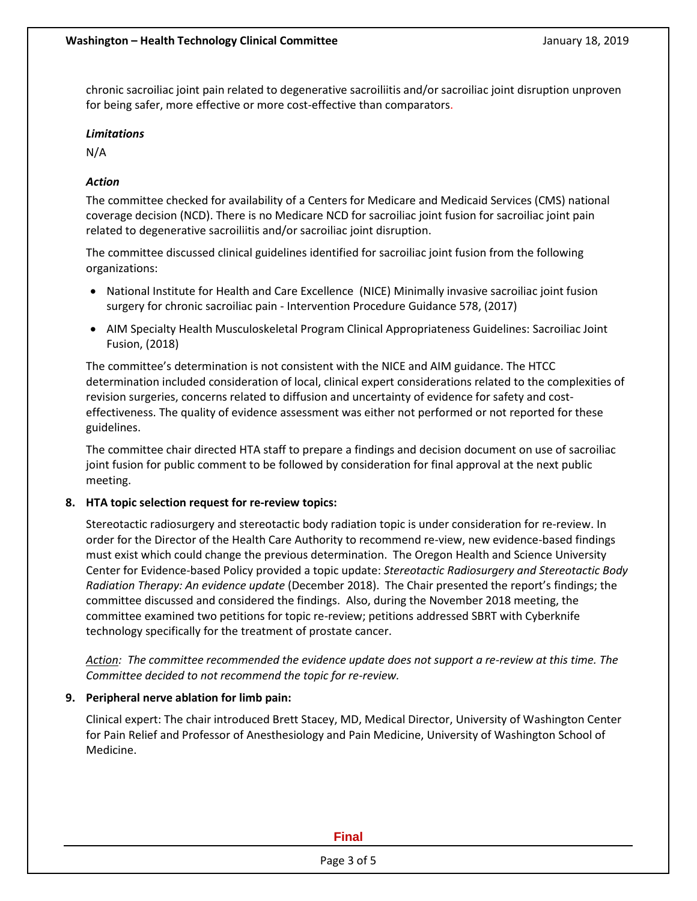chronic sacroiliac joint pain related to degenerative sacroiliitis and/or sacroiliac joint disruption unproven for being safer, more effective or more cost-effective than comparators.

*Limitations*

N/A

*Action*

The committee checked for availability of a Centers for Medicare and Medicaid Services (CMS) national coverage decision (NCD). There is no Medicare NCD for sacroiliac joint fusion for sacroiliac joint pain related to degenerative sacroiliitis and/or sacroiliac joint disruption.

The committee discussed clinical guidelines identified for sacroiliac joint fusion from the following organizations:

- National Institute for Health and Care Excellence (NICE) Minimally invasive sacroiliac joint fusion surgery for chronic sacroiliac pain - Intervention Procedure Guidance 578, (2017)
- AIM Specialty Health Musculoskeletal Program Clinical Appropriateness Guidelines: Sacroiliac Joint Fusion, (2018)

The committee's determination is not consistent with the NICE and AIM guidance. The HTCC determination included consideration of local, clinical expert considerations related to the complexities of revision surgeries, concerns related to diffusion and uncertainty of evidence for safety and cost-effectiveness. The quality of evidence assessment was either not performed or not reported for these guidelines.

The committee chair directed HTA staff to prepare a findings and decision document on use of sacroiliac joint fusion for public comment to be followed by consideration for final approval at the next public meeting.

**8. HTA topic selection request for re-review topics:**

Stereotactic radiosurgery and stereotactic body radiation topic is under consideration for re-review. In order for the Director of the Health Care Authority to recommend re-view, new evidence-based findings must exist which could change the previous determination. The Oregon Health and Science University Center for Evidence-based Policy provided a topic update: *Stereotactic Radiosurgery and Stereotactic Body Radiation Therapy: An evidence update* (December 2018). The Chair presented the report's findings; the committee discussed and considered the findings. Also, during the November 2018 meeting, the committee examined two petitions for topic re-review; petitions addressed SBRT with Cyberknife technology specifically for the treatment of prostate cancer.

*Action: The committee recommended the evidence update does not support a re-review at this time. The Committee decided to not recommend the topic for re-review.*

**9. Peripheral nerve ablation for limb pain:**

Clinical expert: The chair introduced Brett Stacey, MD, Medical Director, University of Washington Center for Pain Relief and Professor of Anesthesiology and Pain Medicine, University of Washington School of Medicine.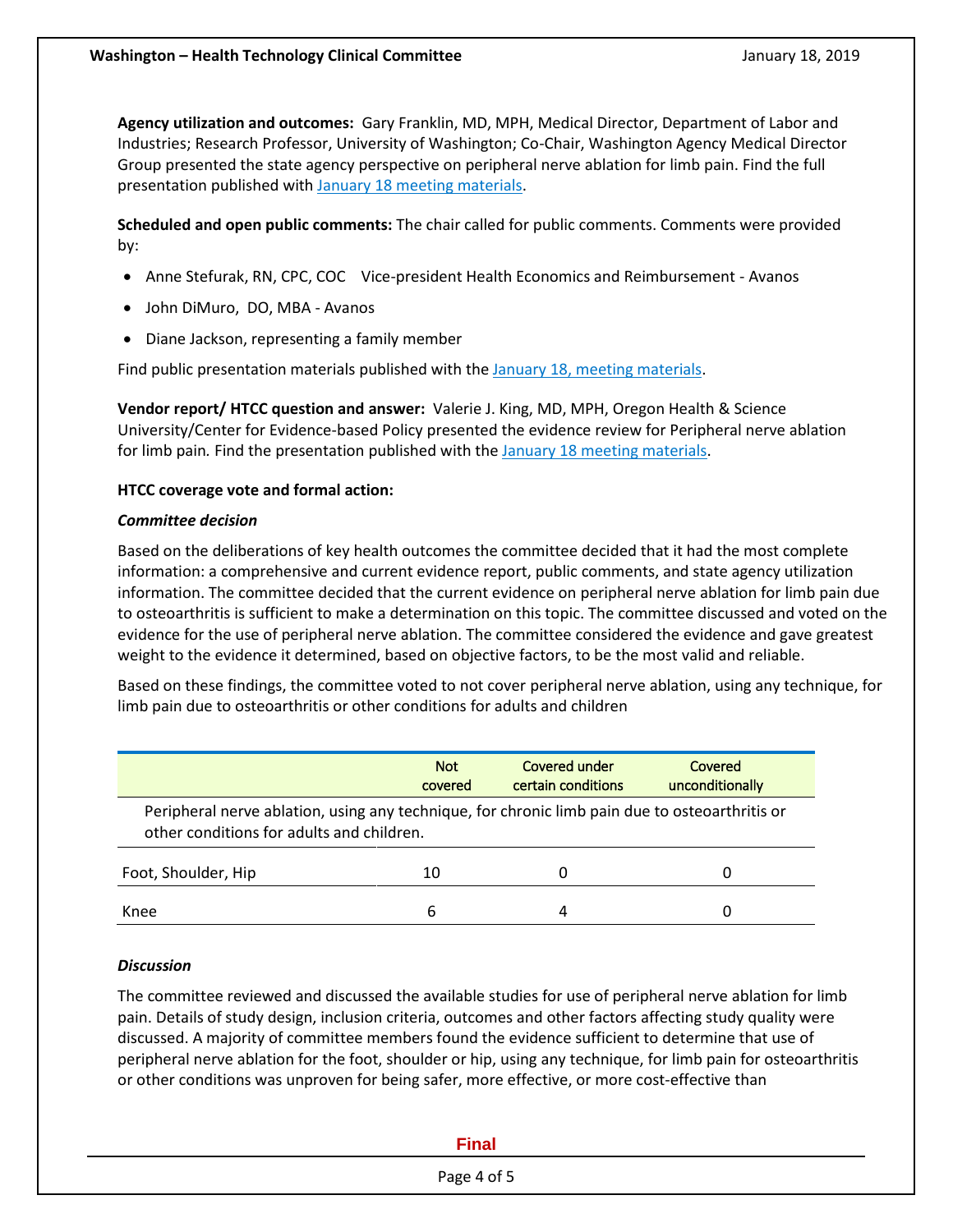**Agency utilization and outcomes:** Gary Franklin, MD, MPH, Medical Director, Department of Labor and Industries; Research Professor, University of Washington; Co-Chair, Washington Agency Medical Director Group presented the state agency perspective on peripheral nerve ablation for limb pain. Find the full presentation published with January 18 meeting materials.

**Scheduled and open public comments:** The chair called for public comments. Comments were provided by:

- Anne Stefurak, RN, CPC, COC Vice-president Health Economics and Reimbursement - Avanos
- John DiMuro, DO, MBA - Avanos
- Diane Jackson, representing a family member

Find public presentation materials published with the January 18, meeting materials.

**Vendor report/ HTCC question and answer:** Valerie J. King, MD, MPH, Oregon Health & Science University/Center for Evidence-based Policy presented the evidence review for Peripheral nerve ablation for limb pain. Find the presentation published with the January 18 meeting materials.

**HTCC coverage vote and formal action:**

***Committee decision***

Based on the deliberations of key health outcomes the committee decided that it had the most complete information: a comprehensive and current evidence report, public comments, and state agency utilization information. The committee decided that the current evidence on peripheral nerve ablation for limb pain due to osteoarthritis is sufficient to make a determination on this topic. The committee discussed and voted on the evidence for the use of peripheral nerve ablation. The committee considered the evidence and gave greatest weight to the evidence it determined, based on objective factors, to be the most valid and reliable.

Based on these findings, the committee voted to not cover peripheral nerve ablation, using any technique, for limb pain due to osteoarthritis or other conditions for adults and children

| | Not covered | Covered under certain conditions | Covered unconditionally |
|---|---|---|---|
| Peripheral nerve ablation, using any technique, for chronic limb pain due to osteoarthritis or other conditions for adults and children. | | | |
| Foot, Shoulder, Hip | 10 | 0 | 0 |
| Knee | 6 | 4 | 0 |

***Discussion***

The committee reviewed and discussed the available studies for use of peripheral nerve ablation for limb pain. Details of study design, inclusion criteria, outcomes and other factors affecting study quality were discussed. A majority of committee members found the evidence sufficient to determine that use of peripheral nerve ablation for the foot, shoulder or hip, using any technique, for limb pain for osteoarthritis or other conditions was unproven for being safer, more effective, or more cost-effective than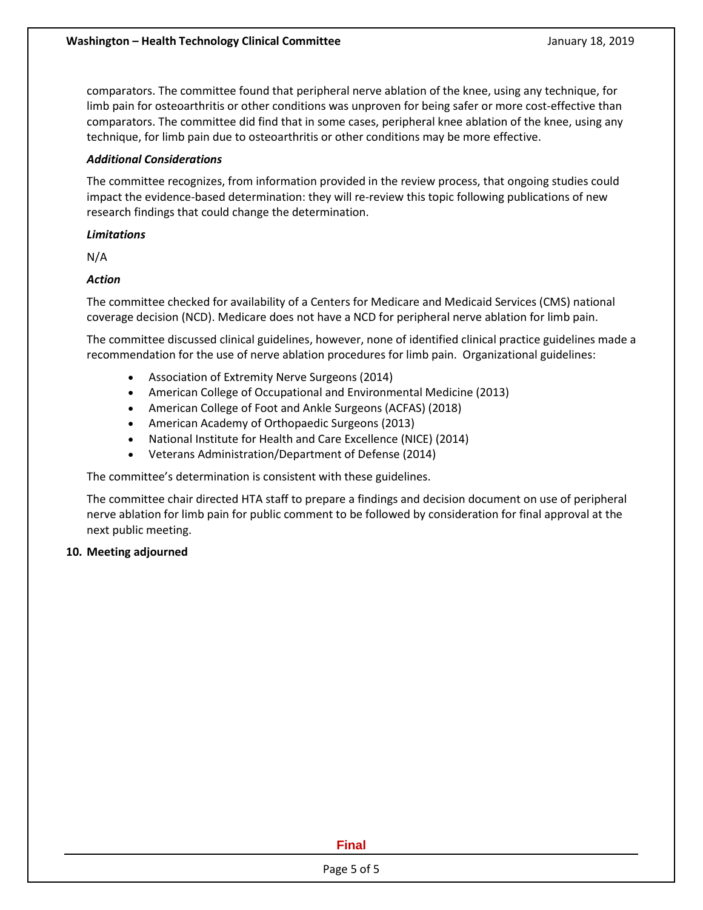comparators. The committee found that peripheral nerve ablation of the knee, using any technique, for limb pain for osteoarthritis or other conditions was unproven for being safer or more cost-effective than comparators. The committee did find that in some cases, peripheral knee ablation of the knee, using any technique, for limb pain due to osteoarthritis or other conditions may be more effective.

***Additional Considerations***

The committee recognizes, from information provided in the review process, that ongoing studies could impact the evidence-based determination: they will re-review this topic following publications of new research findings that could change the determination.

***Limitations***

N/A

***Action***

The committee checked for availability of a Centers for Medicare and Medicaid Services (CMS) national coverage decision (NCD). Medicare does not have a NCD for peripheral nerve ablation for limb pain.

The committee discussed clinical guidelines, however, none of identified clinical practice guidelines made a recommendation for the use of nerve ablation procedures for limb pain. Organizational guidelines:

- Association of Extremity Nerve Surgeons (2014)
- American College of Occupational and Environmental Medicine (2013)
- American College of Foot and Ankle Surgeons (ACFAS) (2018)
- American Academy of Orthopaedic Surgeons (2013)
- National Institute for Health and Care Excellence (NICE) (2014)
- Veterans Administration/Department of Defense (2014)

The committee's determination is consistent with these guidelines.

The committee chair directed HTA staff to prepare a findings and decision document on use of peripheral nerve ablation for limb pain for public comment to be followed by consideration for final approval at the next public meeting.

**10. Meeting adjourned**

Final